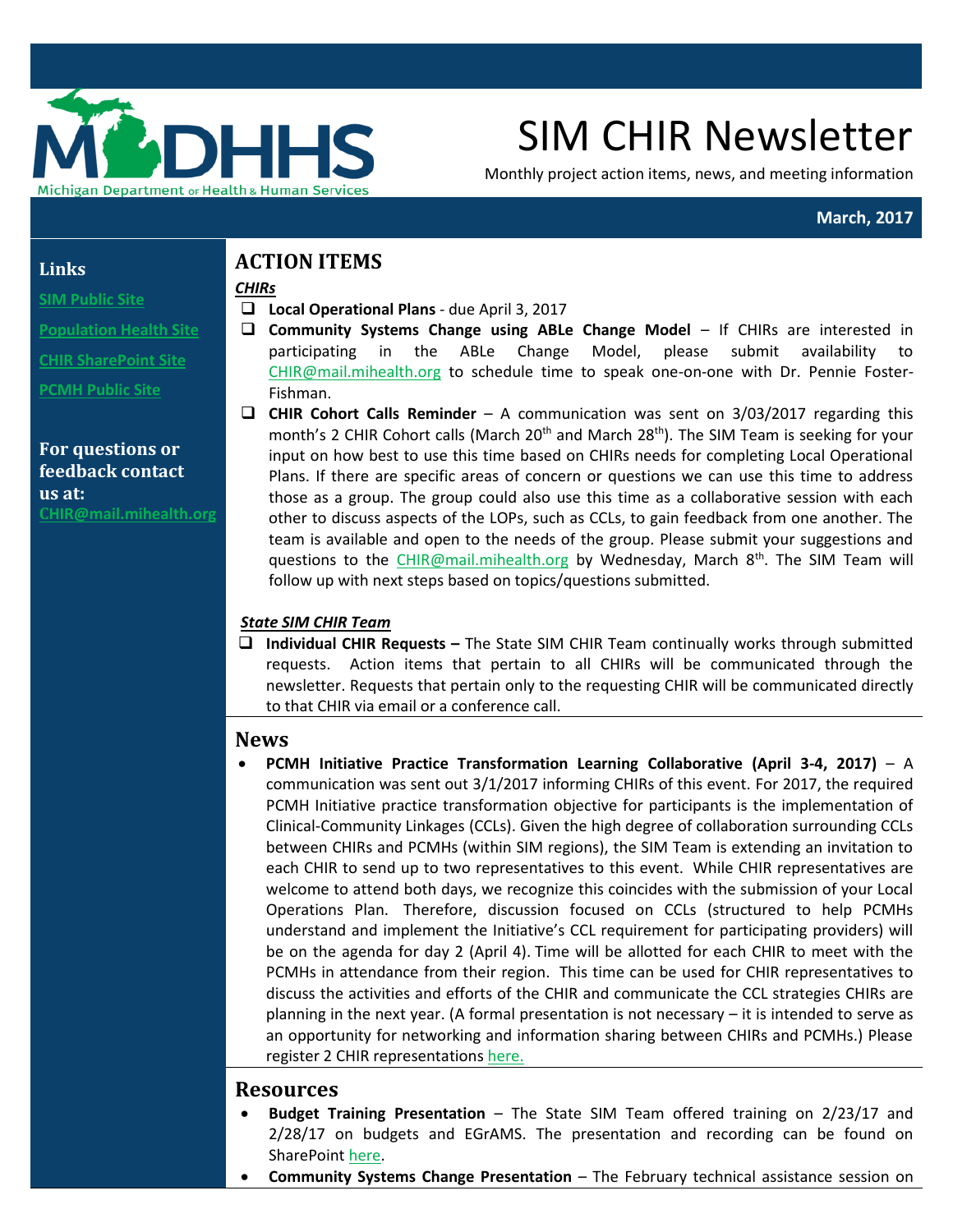# SIM CHIR Newsletter

Monthly project action items, news, and meeting information

**March, 2017**

**Links**

[SIM Public Site]

[Population Health Site]

[CHIR SharePoint Site]

[PCMH Public Site]

**For questions or feedback contact us at:**
CHIR@mail.mihealth.org

## ACTION ITEMS

***CHIRs***

- **Local Operational Plans** - due April 3, 2017
- **Community Systems Change using ABLe Change Model** – If CHIRs are interested in participating in the ABLe Change Model, please submit availability to CHIR@mail.mihealth.org to schedule time to speak one-on-one with Dr. Pennie Foster-Fishman.
- **CHIR Cohort Calls Reminder** – A communication was sent on 3/03/2017 regarding this month's 2 CHIR Cohort calls (March 20th and March 28th). The SIM Team is seeking for your input on how best to use this time based on CHIRs needs for completing Local Operational Plans. If there are specific areas of concern or questions we can use this time to address those as a group. The group could also use this time as a collaborative session with each other to discuss aspects of the LOPs, such as CCLs, to gain feedback from one another. The team is available and open to the needs of the group. Please submit your suggestions and questions to the CHIR@mail.mihealth.org by Wednesday, March 8th. The SIM Team will follow up with next steps based on topics/questions submitted.

***State SIM CHIR Team***

- **Individual CHIR Requests –** The State SIM CHIR Team continually works through submitted requests. Action items that pertain to all CHIRs will be communicated through the newsletter. Requests that pertain only to the requesting CHIR will be communicated directly to that CHIR via email or a conference call.

## News

- **PCMH Initiative Practice Transformation Learning Collaborative (April 3-4, 2017)** – A communication was sent out 3/1/2017 informing CHIRs of this event. For 2017, the required PCMH Initiative practice transformation objective for participants is the implementation of Clinical-Community Linkages (CCLs). Given the high degree of collaboration surrounding CCLs between CHIRs and PCMHs (within SIM regions), the SIM Team is extending an invitation to each CHIR to send up to two representatives to this event. While CHIR representatives are welcome to attend both days, we recognize this coincides with the submission of your Local Operations Plan. Therefore, discussion focused on CCLs (structured to help PCMHs understand and implement the Initiative's CCL requirement for participating providers) will be on the agenda for day 2 (April 4). Time will be allotted for each CHIR to meet with the PCMHs in attendance from their region. This time can be used for CHIR representatives to discuss the activities and efforts of the CHIR and communicate the CCL strategies CHIRs are planning in the next year. (A formal presentation is not necessary – it is intended to serve as an opportunity for networking and information sharing between CHIRs and PCMHs.) Please register 2 CHIR representations [here.]

## Resources

- **Budget Training Presentation** – The State SIM Team offered training on 2/23/17 and 2/28/17 on budgets and EGrAMS. The presentation and recording can be found on SharePoint [here].
- **Community Systems Change Presentation** – The February technical assistance session on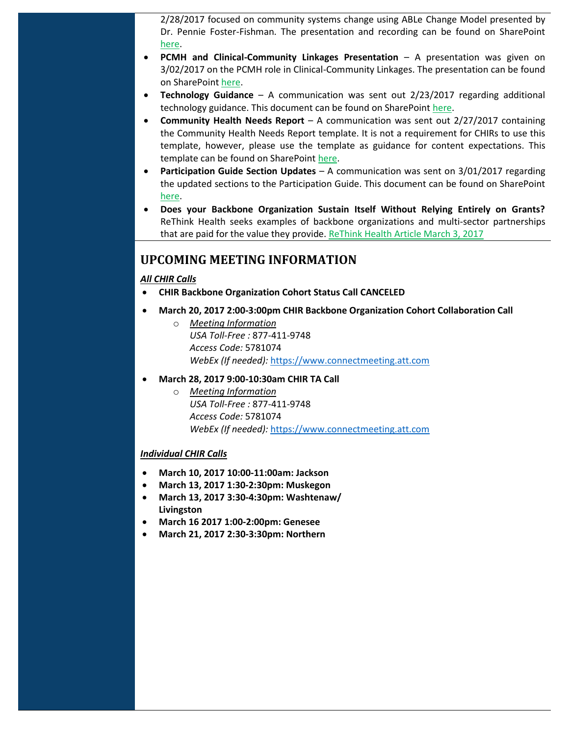2/28/2017 focused on community systems change using ABLe Change Model presented by Dr. Pennie Foster-Fishman. The presentation and recording can be found on SharePoint here.

- **PCMH and Clinical-Community Linkages Presentation** – A presentation was given on 3/02/2017 on the PCMH role in Clinical-Community Linkages. The presentation can be found on SharePoint here.
- **Technology Guidance** – A communication was sent out 2/23/2017 regarding additional technology guidance. This document can be found on SharePoint here.
- **Community Health Needs Report** – A communication was sent out 2/27/2017 containing the Community Health Needs Report template. It is not a requirement for CHIRs to use this template, however, please use the template as guidance for content expectations. This template can be found on SharePoint here.
- **Participation Guide Section Updates** – A communication was sent on 3/01/2017 regarding the updated sections to the Participation Guide. This document can be found on SharePoint here.
- **Does your Backbone Organization Sustain Itself Without Relying Entirely on Grants?** ReThink Health seeks examples of backbone organizations and multi-sector partnerships that are paid for the value they provide. ReThink Health Article March 3, 2017

## UPCOMING MEETING INFORMATION

***All CHIR Calls***

- **CHIR Backbone Organization Cohort Status Call CANCELED**
- **March 20, 2017 2:00-3:00pm CHIR Backbone Organization Cohort Collaboration Call**
  - *Meeting Information*
    *USA Toll-Free :* 877-411-9748
    *Access Code:* 5781074
    *WebEx (If needed):* https://www.connectmeeting.att.com
- **March 28, 2017 9:00-10:30am CHIR TA Call**
  - *Meeting Information*
    *USA Toll-Free :* 877-411-9748
    *Access Code:* 5781074
    *WebEx (If needed):* https://www.connectmeeting.att.com

***Individual CHIR Calls***

- **March 10, 2017 10:00-11:00am: Jackson**
- **March 13, 2017 1:30-2:30pm: Muskegon**
- **March 13, 2017 3:30-4:30pm: Washtenaw/ Livingston**
- **March 16 2017 1:00-2:00pm: Genesee**
- **March 21, 2017 2:30-3:30pm: Northern**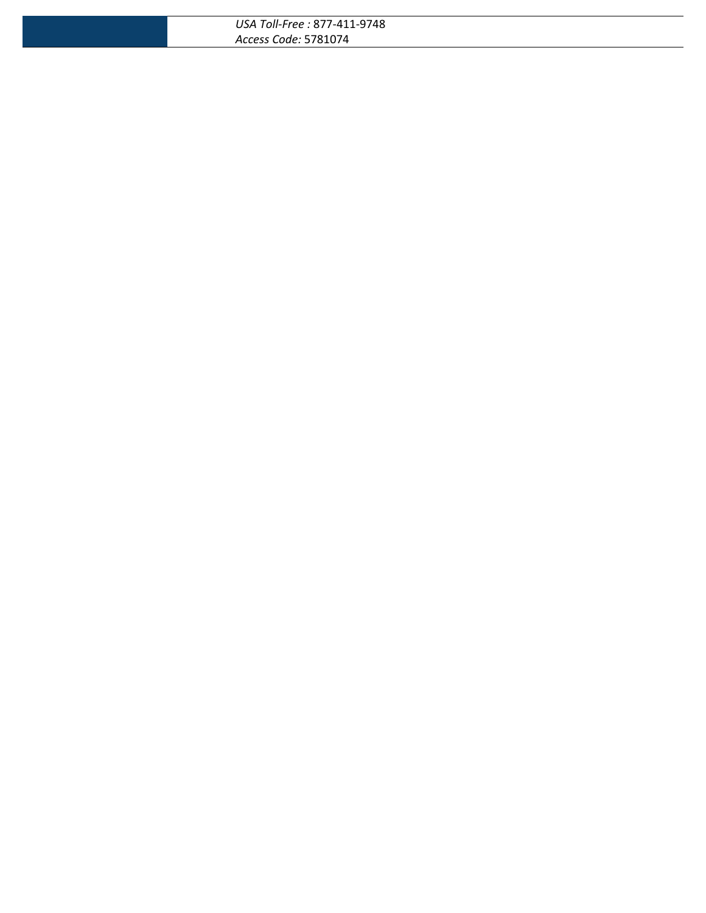| | |
|---|---|
| | *USA Toll-Free :* 877-411-9748<br>*Access Code:* 5781074 |